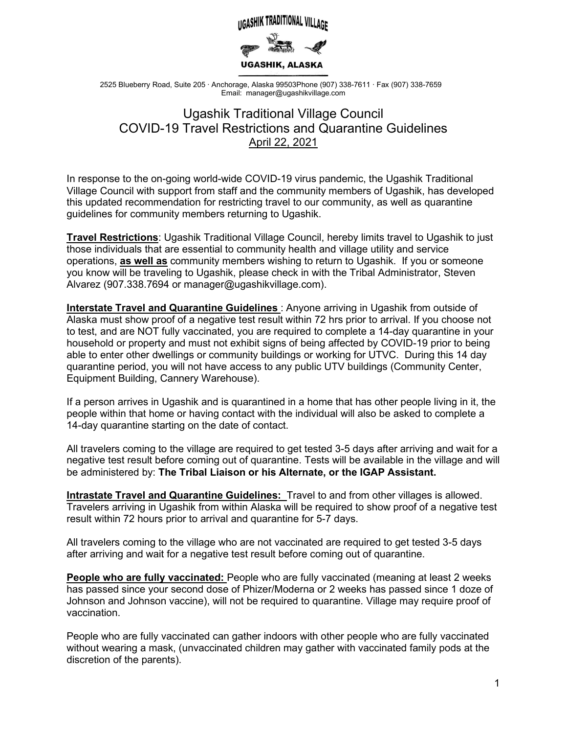UGASHIK TRADITIONAL VILLAGE

UGASHIK, ALASKA

2525 Blueberry Road, Suite 205 · Anchorage, Alaska 99503Phone (907) 338-7611 · Fax (907) 338-7659
Email: manager@ugashikvillage.com

# Ugashik Traditional Village Council
# COVID-19 Travel Restrictions and Quarantine Guidelines

April 22, 2021

In response to the on-going world-wide COVID-19 virus pandemic, the Ugashik Traditional Village Council with support from staff and the community members of Ugashik, has developed this updated recommendation for restricting travel to our community, as well as quarantine guidelines for community members returning to Ugashik.

**Travel Restrictions**: Ugashik Traditional Village Council, hereby limits travel to Ugashik to just those individuals that are essential to community health and village utility and service operations, **as well as** community members wishing to return to Ugashik. If you or someone you know will be traveling to Ugashik, please check in with the Tribal Administrator, Steven Alvarez (907.338.7694 or manager@ugashikvillage.com).

**Interstate Travel and Quarantine Guidelines** : Anyone arriving in Ugashik from outside of Alaska must show proof of a negative test result within 72 hrs prior to arrival. If you choose not to test, and are NOT fully vaccinated, you are required to complete a 14-day quarantine in your household or property and must not exhibit signs of being affected by COVID-19 prior to being able to enter other dwellings or community buildings or working for UTVC. During this 14 day quarantine period, you will not have access to any public UTV buildings (Community Center, Equipment Building, Cannery Warehouse).

If a person arrives in Ugashik and is quarantined in a home that has other people living in it, the people within that home or having contact with the individual will also be asked to complete a 14-day quarantine starting on the date of contact.

All travelers coming to the village are required to get tested 3-5 days after arriving and wait for a negative test result before coming out of quarantine. Tests will be available in the village and will be administered by: **The Tribal Liaison or his Alternate, or the IGAP Assistant.**

**Intrastate Travel and Quarantine Guidelines:** Travel to and from other villages is allowed. Travelers arriving in Ugashik from within Alaska will be required to show proof of a negative test result within 72 hours prior to arrival and quarantine for 5-7 days.

All travelers coming to the village who are not vaccinated are required to get tested 3-5 days after arriving and wait for a negative test result before coming out of quarantine.

**People who are fully vaccinated:** People who are fully vaccinated (meaning at least 2 weeks has passed since your second dose of Phizer/Moderna or 2 weeks has passed since 1 doze of Johnson and Johnson vaccine), will not be required to quarantine. Village may require proof of vaccination.

People who are fully vaccinated can gather indoors with other people who are fully vaccinated without wearing a mask, (unvaccinated children may gather with vaccinated family pods at the discretion of the parents).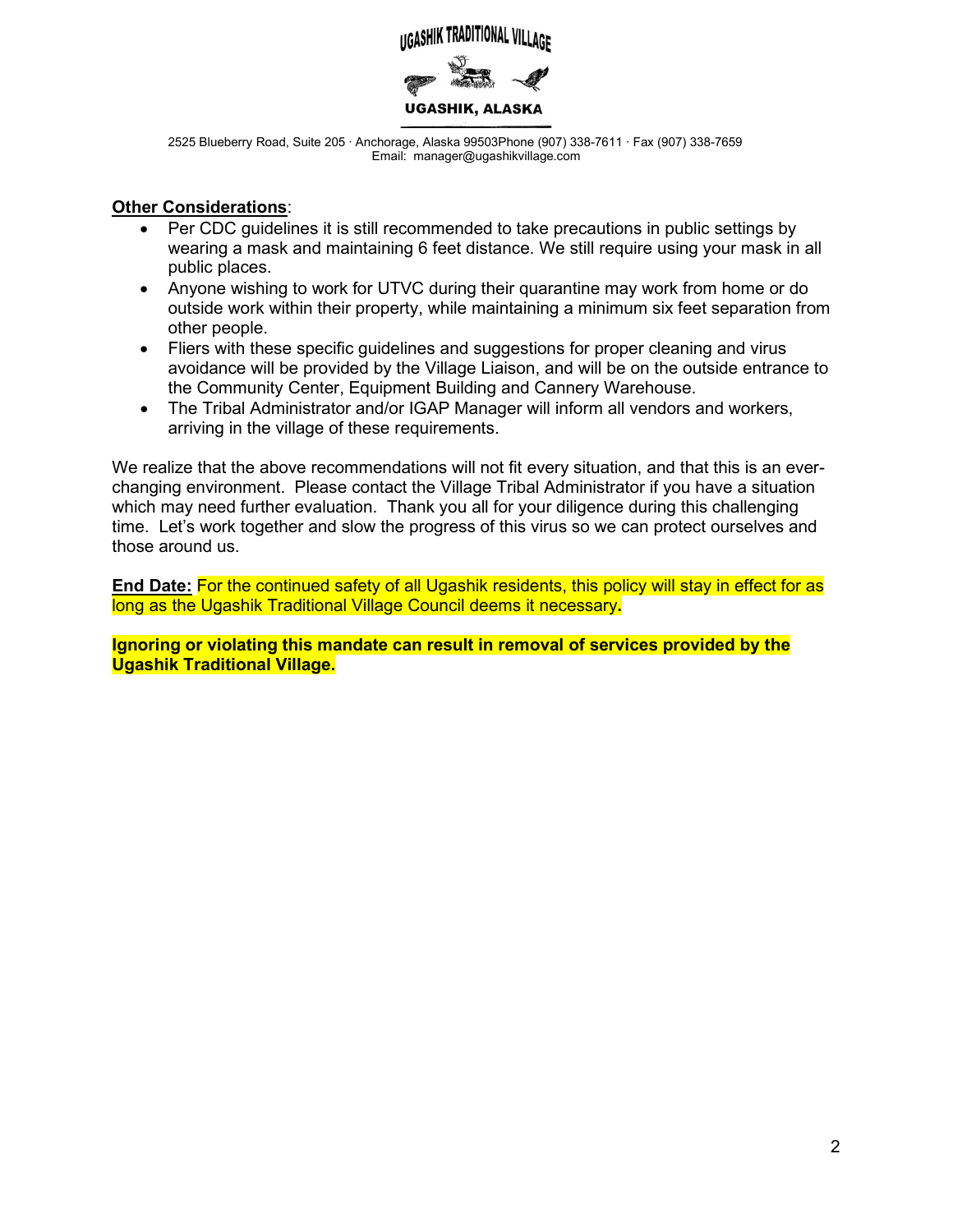UGASHIK TRADITIONAL VILLAGE

UGASHIK, ALASKA

2525 Blueberry Road, Suite 205 · Anchorage, Alaska 99503Phone (907) 338-7611 · Fax (907) 338-7659
Email: manager@ugashikvillage.com

**Other Considerations**:

- Per CDC guidelines it is still recommended to take precautions in public settings by wearing a mask and maintaining 6 feet distance. We still require using your mask in all public places.
- Anyone wishing to work for UTVC during their quarantine may work from home or do outside work within their property, while maintaining a minimum six feet separation from other people.
- Fliers with these specific guidelines and suggestions for proper cleaning and virus avoidance will be provided by the Village Liaison, and will be on the outside entrance to the Community Center, Equipment Building and Cannery Warehouse.
- The Tribal Administrator and/or IGAP Manager will inform all vendors and workers, arriving in the village of these requirements.

We realize that the above recommendations will not fit every situation, and that this is an ever-changing environment. Please contact the Village Tribal Administrator if you have a situation which may need further evaluation. Thank you all for your diligence during this challenging time. Let's work together and slow the progress of this virus so we can protect ourselves and those around us.

**End Date:** For the continued safety of all Ugashik residents, this policy will stay in effect for as long as the Ugashik Traditional Village Council deems it necessary**.**

**Ignoring or violating this mandate can result in removal of services provided by the Ugashik Traditional Village.**